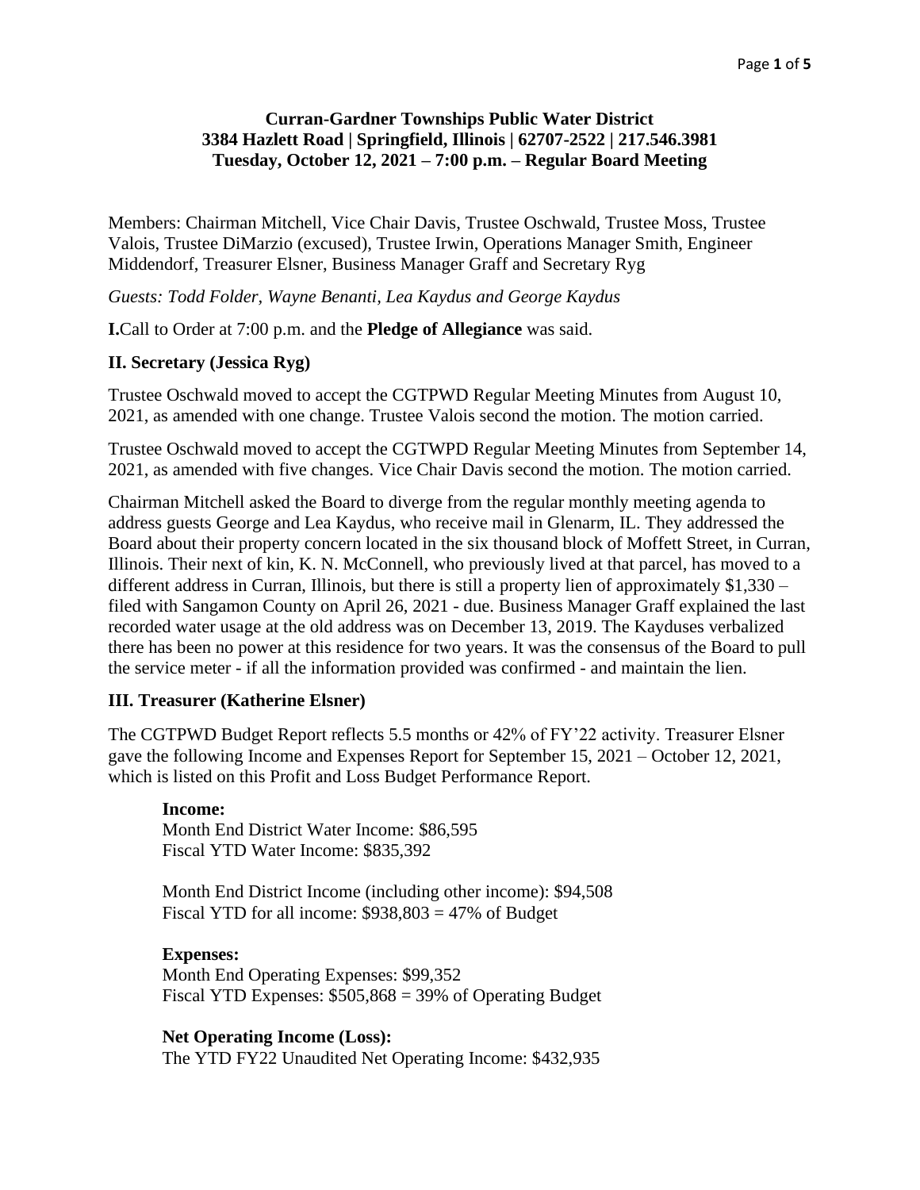**Curran-Gardner Townships Public Water District**
**3384 Hazlett Road | Springfield, Illinois | 62707-2522 | 217.546.3981**
**Tuesday, October 12, 2021 – 7:00 p.m. – Regular Board Meeting**

Members: Chairman Mitchell, Vice Chair Davis, Trustee Oschwald, Trustee Moss, Trustee Valois, Trustee DiMarzio (excused), Trustee Irwin, Operations Manager Smith, Engineer Middendorf, Treasurer Elsner, Business Manager Graff and Secretary Ryg

*Guests: Todd Folder, Wayne Benanti, Lea Kaydus and George Kaydus*

**I.**Call to Order at 7:00 p.m. and the **Pledge of Allegiance** was said.

**II. Secretary (Jessica Ryg)**

Trustee Oschwald moved to accept the CGTPWD Regular Meeting Minutes from August 10, 2021, as amended with one change. Trustee Valois second the motion. The motion carried.

Trustee Oschwald moved to accept the CGTWPD Regular Meeting Minutes from September 14, 2021, as amended with five changes. Vice Chair Davis second the motion. The motion carried.

Chairman Mitchell asked the Board to diverge from the regular monthly meeting agenda to address guests George and Lea Kaydus, who receive mail in Glenarm, IL. They addressed the Board about their property concern located in the six thousand block of Moffett Street, in Curran, Illinois. Their next of kin, K. N. McConnell, who previously lived at that parcel, has moved to a different address in Curran, Illinois, but there is still a property lien of approximately $1,330 – filed with Sangamon County on April 26, 2021 - due. Business Manager Graff explained the last recorded water usage at the old address was on December 13, 2019. The Kayduses verbalized there has been no power at this residence for two years. It was the consensus of the Board to pull the service meter - if all the information provided was confirmed - and maintain the lien.

**III. Treasurer (Katherine Elsner)**

The CGTPWD Budget Report reflects 5.5 months or 42% of FY'22 activity. Treasurer Elsner gave the following Income and Expenses Report for September 15, 2021 – October 12, 2021, which is listed on this Profit and Loss Budget Performance Report.

**Income:**
Month End District Water Income: $86,595
Fiscal YTD Water Income: $835,392

Month End District Income (including other income): $94,508
Fiscal YTD for all income: $938,803 = 47% of Budget

**Expenses:**
Month End Operating Expenses: $99,352
Fiscal YTD Expenses: $505,868 = 39% of Operating Budget

**Net Operating Income (Loss):**
The YTD FY22 Unaudited Net Operating Income: $432,935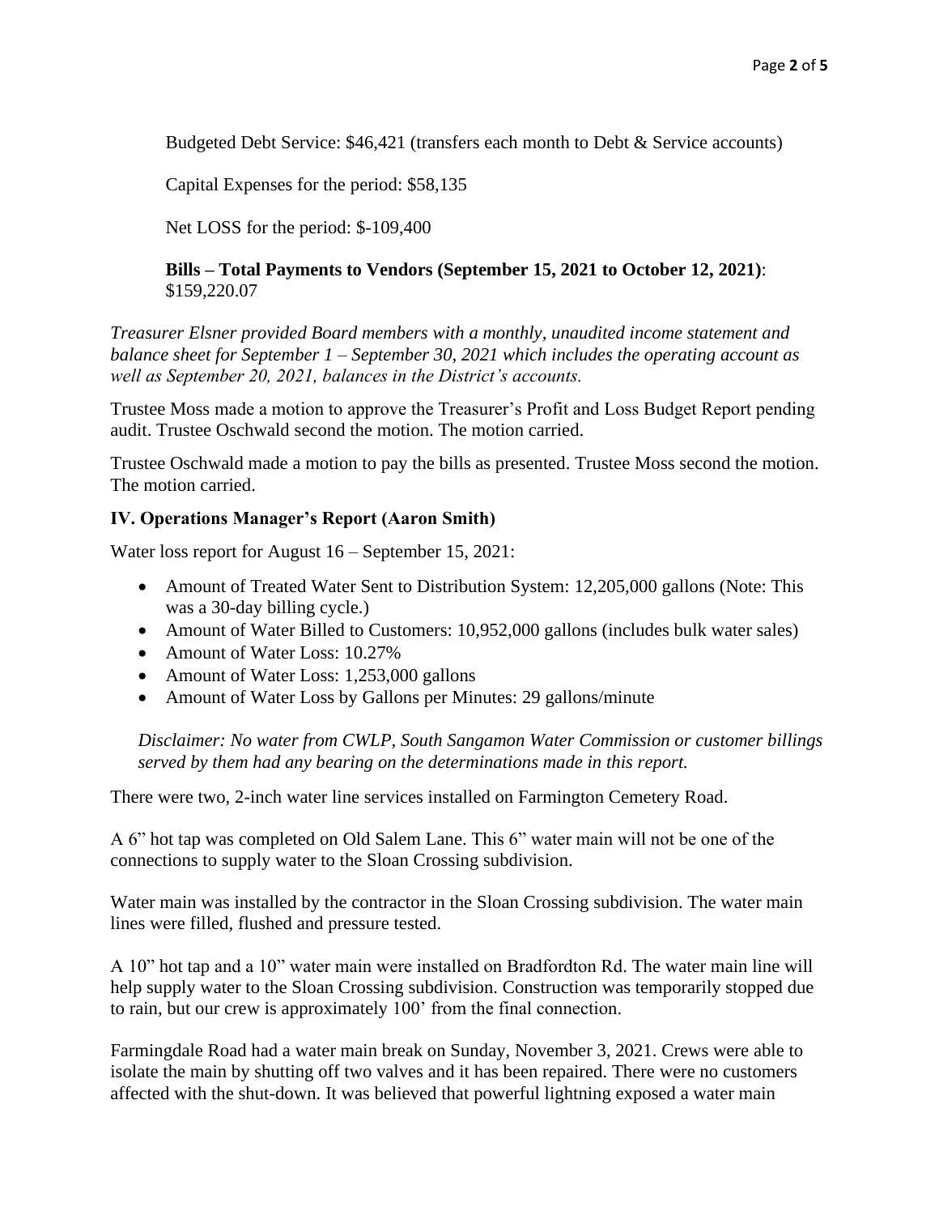Budgeted Debt Service: $46,421 (transfers each month to Debt & Service accounts)

Capital Expenses for the period: $58,135

Net LOSS for the period: $-109,400

**Bills – Total Payments to Vendors (September 15, 2021 to October 12, 2021)**: $159,220.07

*Treasurer Elsner provided Board members with a monthly, unaudited income statement and balance sheet for September 1 – September 30, 2021 which includes the operating account as well as September 20, 2021, balances in the District's accounts.*

Trustee Moss made a motion to approve the Treasurer's Profit and Loss Budget Report pending audit. Trustee Oschwald second the motion. The motion carried.

Trustee Oschwald made a motion to pay the bills as presented. Trustee Moss second the motion. The motion carried.

### IV. Operations Manager's Report (Aaron Smith)

Water loss report for August 16 – September 15, 2021:

- Amount of Treated Water Sent to Distribution System: 12,205,000 gallons (Note: This was a 30-day billing cycle.)
- Amount of Water Billed to Customers: 10,952,000 gallons (includes bulk water sales)
- Amount of Water Loss: 10.27%
- Amount of Water Loss: 1,253,000 gallons
- Amount of Water Loss by Gallons per Minutes: 29 gallons/minute

*Disclaimer: No water from CWLP, South Sangamon Water Commission or customer billings served by them had any bearing on the determinations made in this report.*

There were two, 2-inch water line services installed on Farmington Cemetery Road.

A 6" hot tap was completed on Old Salem Lane. This 6" water main will not be one of the connections to supply water to the Sloan Crossing subdivision.

Water main was installed by the contractor in the Sloan Crossing subdivision. The water main lines were filled, flushed and pressure tested.

A 10" hot tap and a 10" water main were installed on Bradfordton Rd. The water main line will help supply water to the Sloan Crossing subdivision. Construction was temporarily stopped due to rain, but our crew is approximately 100' from the final connection.

Farmingdale Road had a water main break on Sunday, November 3, 2021. Crews were able to isolate the main by shutting off two valves and it has been repaired. There were no customers affected with the shut-down. It was believed that powerful lightning exposed a water main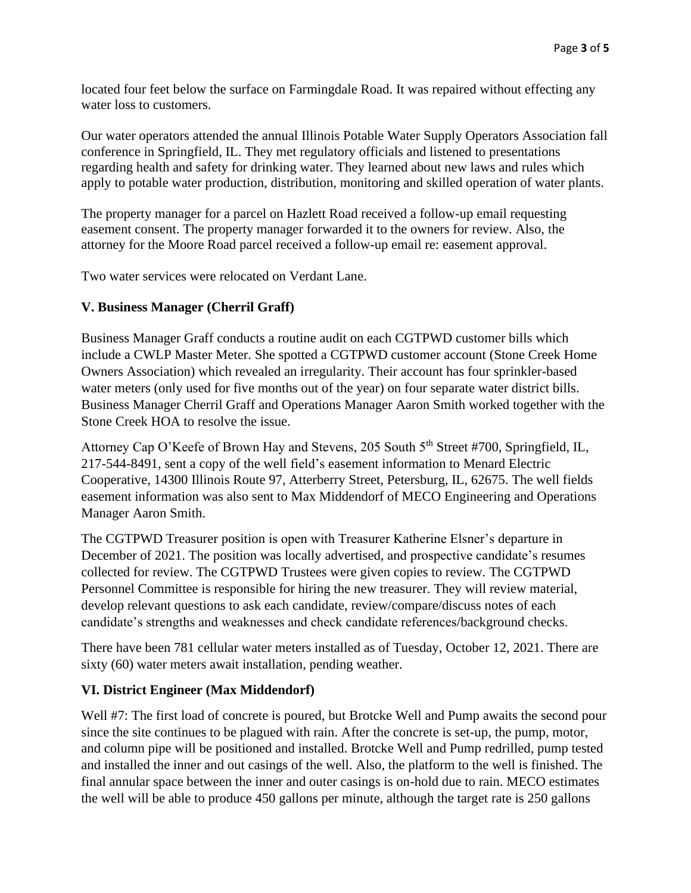located four feet below the surface on Farmingdale Road. It was repaired without effecting any water loss to customers.

Our water operators attended the annual Illinois Potable Water Supply Operators Association fall conference in Springfield, IL. They met regulatory officials and listened to presentations regarding health and safety for drinking water. They learned about new laws and rules which apply to potable water production, distribution, monitoring and skilled operation of water plants.

The property manager for a parcel on Hazlett Road received a follow-up email requesting easement consent. The property manager forwarded it to the owners for review. Also, the attorney for the Moore Road parcel received a follow-up email re: easement approval.

Two water services were relocated on Verdant Lane.

### V. Business Manager (Cherril Graff)

Business Manager Graff conducts a routine audit on each CGTPWD customer bills which include a CWLP Master Meter. She spotted a CGTPWD customer account (Stone Creek Home Owners Association) which revealed an irregularity. Their account has four sprinkler-based water meters (only used for five months out of the year) on four separate water district bills. Business Manager Cherril Graff and Operations Manager Aaron Smith worked together with the Stone Creek HOA to resolve the issue.

Attorney Cap O'Keefe of Brown Hay and Stevens, 205 South 5th Street #700, Springfield, IL, 217-544-8491, sent a copy of the well field's easement information to Menard Electric Cooperative, 14300 Illinois Route 97, Atterberry Street, Petersburg, IL, 62675. The well fields easement information was also sent to Max Middendorf of MECO Engineering and Operations Manager Aaron Smith.

The CGTPWD Treasurer position is open with Treasurer Katherine Elsner's departure in December of 2021. The position was locally advertised, and prospective candidate's resumes collected for review. The CGTPWD Trustees were given copies to review. The CGTPWD Personnel Committee is responsible for hiring the new treasurer. They will review material, develop relevant questions to ask each candidate, review/compare/discuss notes of each candidate's strengths and weaknesses and check candidate references/background checks.

There have been 781 cellular water meters installed as of Tuesday, October 12, 2021. There are sixty (60) water meters await installation, pending weather.

### VI. District Engineer (Max Middendorf)

Well #7: The first load of concrete is poured, but Brotcke Well and Pump awaits the second pour since the site continues to be plagued with rain. After the concrete is set-up, the pump, motor, and column pipe will be positioned and installed. Brotcke Well and Pump redrilled, pump tested and installed the inner and out casings of the well. Also, the platform to the well is finished. The final annular space between the inner and outer casings is on-hold due to rain. MECO estimates the well will be able to produce 450 gallons per minute, although the target rate is 250 gallons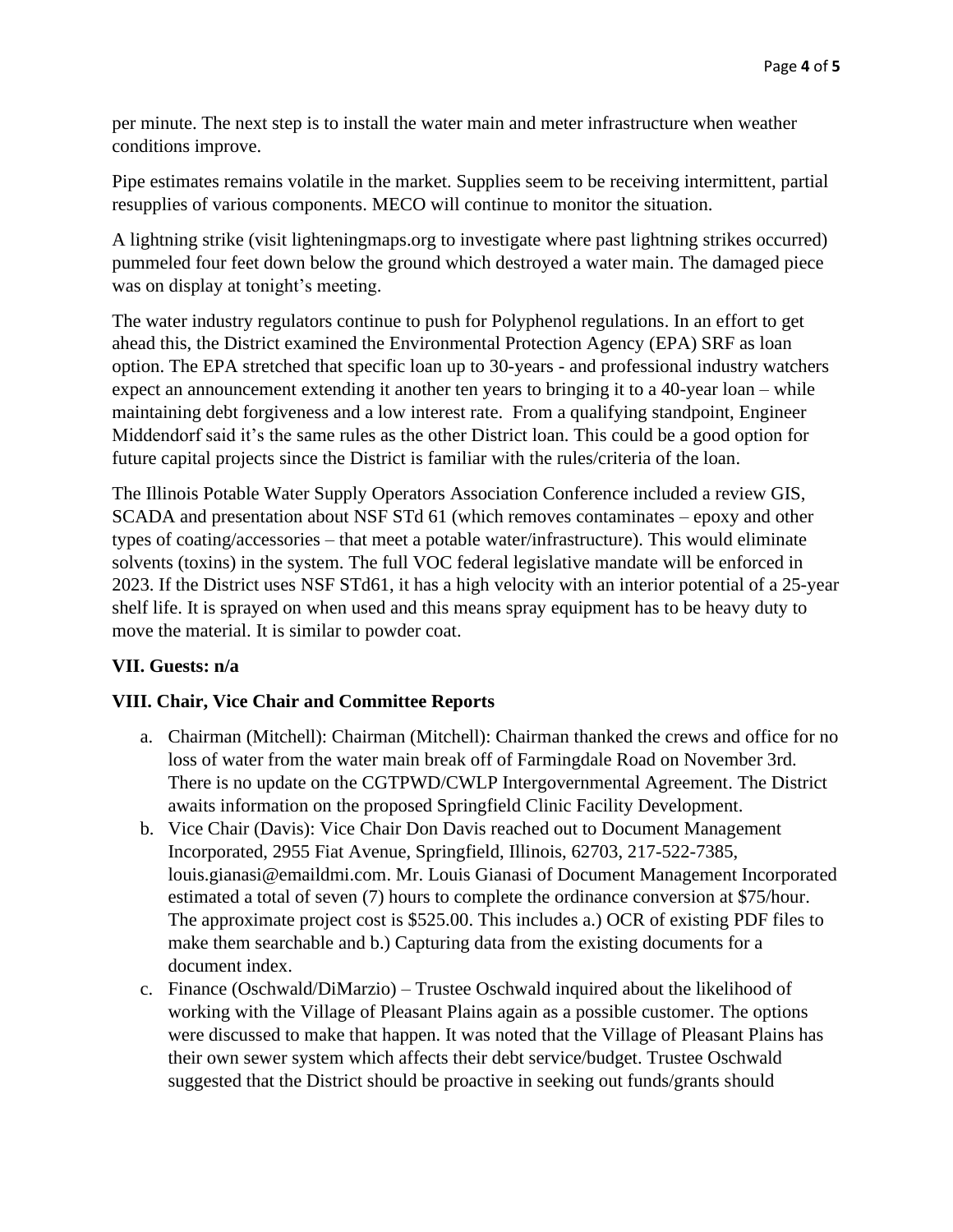per minute. The next step is to install the water main and meter infrastructure when weather conditions improve.

Pipe estimates remains volatile in the market. Supplies seem to be receiving intermittent, partial resupplies of various components. MECO will continue to monitor the situation.

A lightning strike (visit lighteningmaps.org to investigate where past lightning strikes occurred) pummeled four feet down below the ground which destroyed a water main. The damaged piece was on display at tonight's meeting.

The water industry regulators continue to push for Polyphenol regulations. In an effort to get ahead this, the District examined the Environmental Protection Agency (EPA) SRF as loan option. The EPA stretched that specific loan up to 30-years - and professional industry watchers expect an announcement extending it another ten years to bringing it to a 40-year loan – while maintaining debt forgiveness and a low interest rate. From a qualifying standpoint, Engineer Middendorf said it's the same rules as the other District loan. This could be a good option for future capital projects since the District is familiar with the rules/criteria of the loan.

The Illinois Potable Water Supply Operators Association Conference included a review GIS, SCADA and presentation about NSF STd 61 (which removes contaminates – epoxy and other types of coating/accessories – that meet a potable water/infrastructure). This would eliminate solvents (toxins) in the system. The full VOC federal legislative mandate will be enforced in 2023. If the District uses NSF STd61, it has a high velocity with an interior potential of a 25-year shelf life. It is sprayed on when used and this means spray equipment has to be heavy duty to move the material. It is similar to powder coat.

**VII. Guests: n/a**

**VIII. Chair, Vice Chair and Committee Reports**

a. Chairman (Mitchell): Chairman (Mitchell): Chairman thanked the crews and office for no loss of water from the water main break off of Farmingdale Road on November 3rd. There is no update on the CGTPWD/CWLP Intergovernmental Agreement. The District awaits information on the proposed Springfield Clinic Facility Development.
b. Vice Chair (Davis): Vice Chair Don Davis reached out to Document Management Incorporated, 2955 Fiat Avenue, Springfield, Illinois, 62703, 217-522-7385, louis.gianasi@emaildmi.com. Mr. Louis Gianasi of Document Management Incorporated estimated a total of seven (7) hours to complete the ordinance conversion at $75/hour. The approximate project cost is $525.00. This includes a.) OCR of existing PDF files to make them searchable and b.) Capturing data from the existing documents for a document index.
c. Finance (Oschwald/DiMarzio) – Trustee Oschwald inquired about the likelihood of working with the Village of Pleasant Plains again as a possible customer. The options were discussed to make that happen. It was noted that the Village of Pleasant Plains has their own sewer system which affects their debt service/budget. Trustee Oschwald suggested that the District should be proactive in seeking out funds/grants should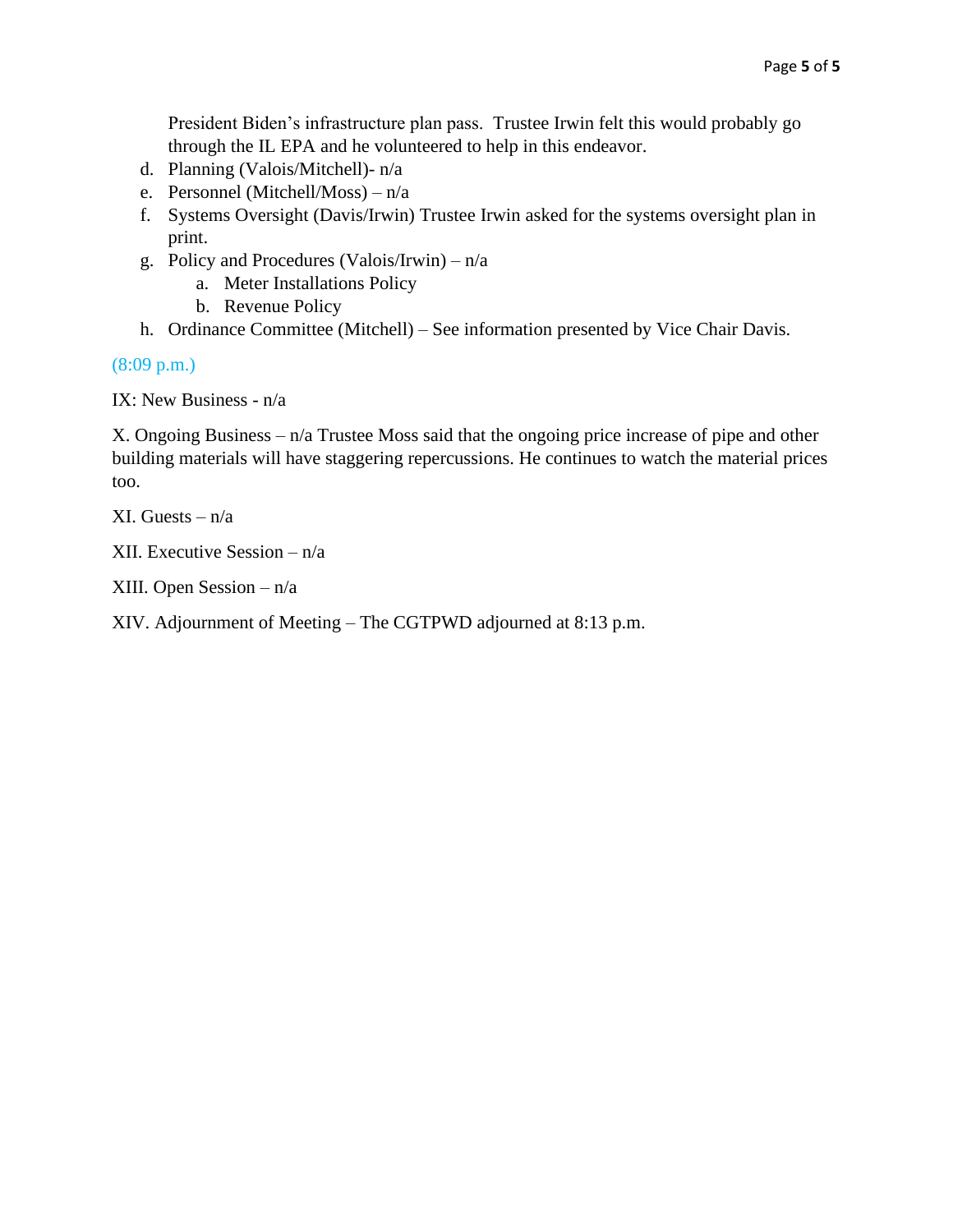President Biden's infrastructure plan pass. Trustee Irwin felt this would probably go through the IL EPA and he volunteered to help in this endeavor.

d. Planning (Valois/Mitchell)- n/a
e. Personnel (Mitchell/Moss) – n/a
f. Systems Oversight (Davis/Irwin) Trustee Irwin asked for the systems oversight plan in print.
g. Policy and Procedures (Valois/Irwin) – n/a
    a. Meter Installations Policy
    b. Revenue Policy
h. Ordinance Committee (Mitchell) – See information presented by Vice Chair Davis.

(8:09 p.m.)

IX: New Business - n/a

X. Ongoing Business – n/a Trustee Moss said that the ongoing price increase of pipe and other building materials will have staggering repercussions. He continues to watch the material prices too.

XI. Guests – n/a

XII. Executive Session – n/a

XIII. Open Session – n/a

XIV. Adjournment of Meeting – The CGTPWD adjourned at 8:13 p.m.